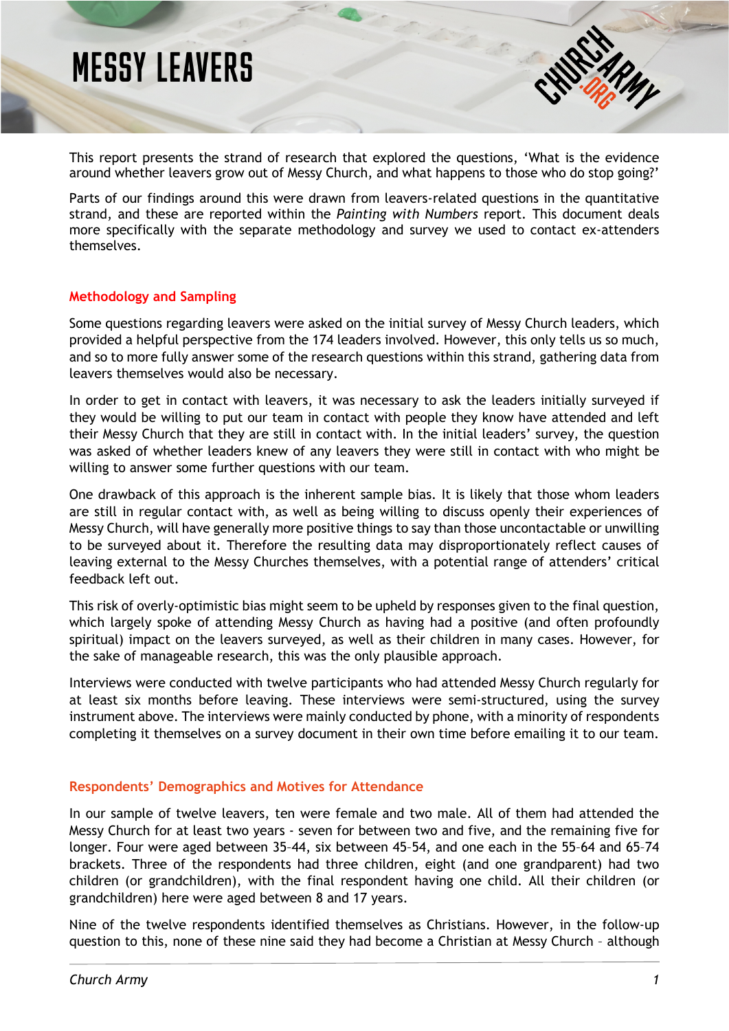# MESSY LEAVERS

This report presents the strand of research that explored the questions, 'What is the evidence around whether leavers grow out of Messy Church, and what happens to those who do stop going?'

Parts of our findings around this were drawn from leavers-related questions in the quantitative strand, and these are reported within the *Painting with Numbers* report. This document deals more specifically with the separate methodology and survey we used to contact ex-attenders themselves.

## Methodology and Sampling

Some questions regarding leavers were asked on the initial survey of Messy Church leaders, which provided a helpful perspective from the 174 leaders involved. However, this only tells us so much, and so to more fully answer some of the research questions within this strand, gathering data from leavers themselves would also be necessary.

In order to get in contact with leavers, it was necessary to ask the leaders initially surveyed if they would be willing to put our team in contact with people they know have attended and left their Messy Church that they are still in contact with. In the initial leaders' survey, the question was asked of whether leaders knew of any leavers they were still in contact with who might be willing to answer some further questions with our team.

One drawback of this approach is the inherent sample bias. It is likely that those whom leaders are still in regular contact with, as well as being willing to discuss openly their experiences of Messy Church, will have generally more positive things to say than those uncontactable or unwilling to be surveyed about it. Therefore the resulting data may disproportionately reflect causes of leaving external to the Messy Churches themselves, with a potential range of attenders' critical feedback left out.

This risk of overly-optimistic bias might seem to be upheld by responses given to the final question, which largely spoke of attending Messy Church as having had a positive (and often profoundly spiritual) impact on the leavers surveyed, as well as their children in many cases. However, for the sake of manageable research, this was the only plausible approach.

Interviews were conducted with twelve participants who had attended Messy Church regularly for at least six months before leaving. These interviews were semi-structured, using the survey instrument above. The interviews were mainly conducted by phone, with a minority of respondents completing it themselves on a survey document in their own time before emailing it to our team.

## Respondents' Demographics and Motives for Attendance

In our sample of twelve leavers, ten were female and two male. All of them had attended the Messy Church for at least two years - seven for between two and five, and the remaining five for longer. Four were aged between 35–44, six between 45–54, and one each in the 55–64 and 65–74 brackets. Three of the respondents had three children, eight (and one grandparent) had two children (or grandchildren), with the final respondent having one child. All their children (or grandchildren) here were aged between 8 and 17 years.

Nine of the twelve respondents identified themselves as Christians. However, in the follow-up question to this, none of these nine said they had become a Christian at Messy Church – although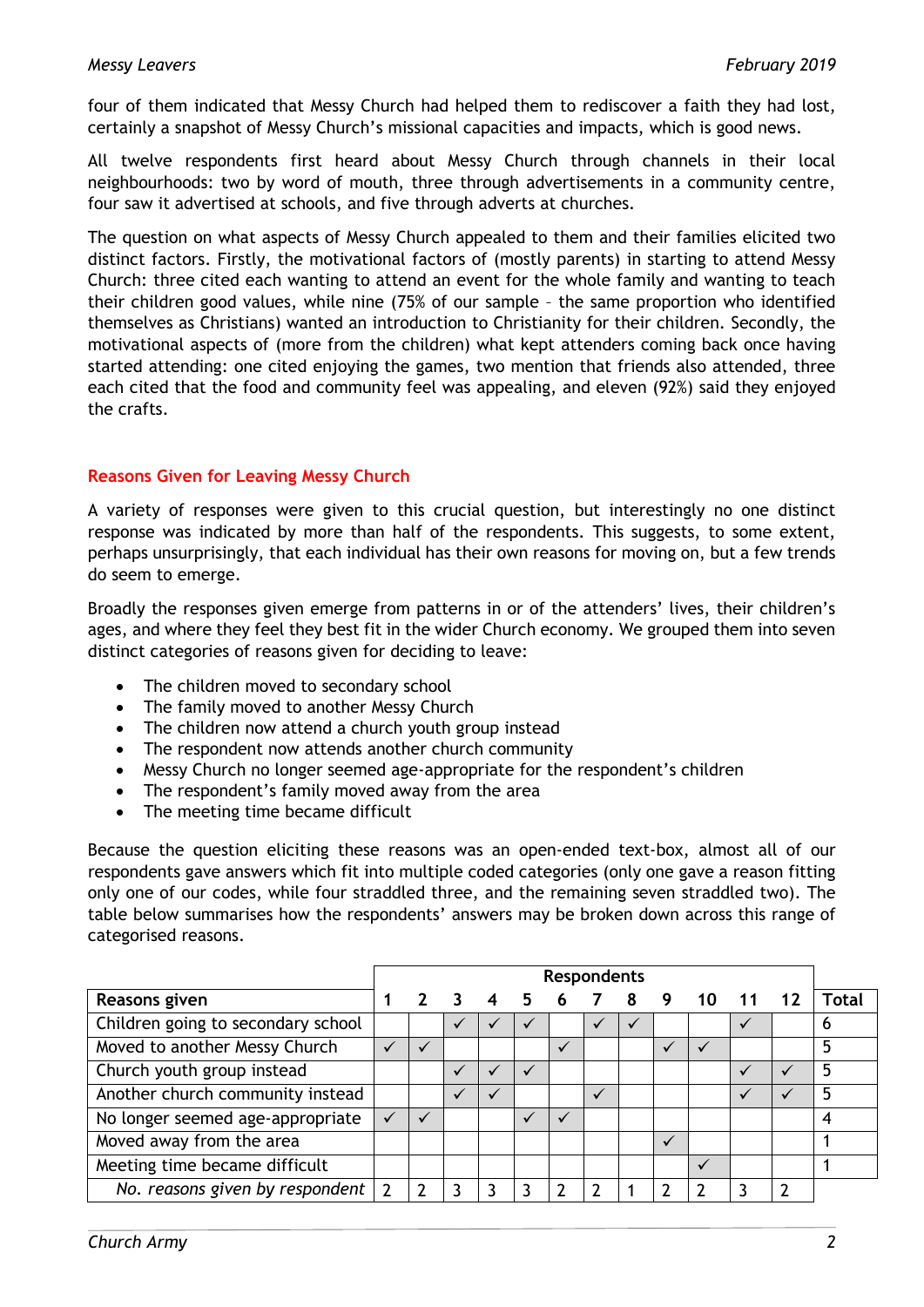four of them indicated that Messy Church had helped them to rediscover a faith they had lost, certainly a snapshot of Messy Church's missional capacities and impacts, which is good news.

All twelve respondents first heard about Messy Church through channels in their local neighbourhoods: two by word of mouth, three through advertisements in a community centre, four saw it advertised at schools, and five through adverts at churches.

The question on what aspects of Messy Church appealed to them and their families elicited two distinct factors. Firstly, the motivational factors of (mostly parents) in starting to attend Messy Church: three cited each wanting to attend an event for the whole family and wanting to teach their children good values, while nine (75% of our sample – the same proportion who identified themselves as Christians) wanted an introduction to Christianity for their children. Secondly, the motivational aspects of (more from the children) what kept attenders coming back once having started attending: one cited enjoying the games, two mention that friends also attended, three each cited that the food and community feel was appealing, and eleven (92%) said they enjoyed the crafts.

## Reasons Given for Leaving Messy Church

A variety of responses were given to this crucial question, but interestingly no one distinct response was indicated by more than half of the respondents. This suggests, to some extent, perhaps unsurprisingly, that each individual has their own reasons for moving on, but a few trends do seem to emerge.

Broadly the responses given emerge from patterns in or of the attenders' lives, their children's ages, and where they feel they best fit in the wider Church economy. We grouped them into seven distinct categories of reasons given for deciding to leave:

- The children moved to secondary school
- The family moved to another Messy Church
- The children now attend a church youth group instead
- The respondent now attends another church community
- Messy Church no longer seemed age-appropriate for the respondent's children
- The respondent's family moved away from the area
- The meeting time became difficult

Because the question eliciting these reasons was an open-ended text-box, almost all of our respondents gave answers which fit into multiple coded categories (only one gave a reason fitting only one of our codes, while four straddled three, and the remaining seven straddled two). The table below summarises how the respondents' answers may be broken down across this range of categorised reasons.

| | Respondents | | | | | | | | | | | | |
|---|---|---|---|---|---|---|---|---|---|---|---|---|---|
| **Reasons given** | **1** | **2** | **3** | **4** | **5** | **6** | **7** | **8** | **9** | **10** | **11** | **12** | **Total** |
| Children going to secondary school | | | ✓ | ✓ | ✓ | | ✓ | ✓ | | | ✓ | | 6 |
| Moved to another Messy Church | ✓ | ✓ | | | | ✓ | | | ✓ | ✓ | | | 5 |
| Church youth group instead | | | ✓ | ✓ | ✓ | | | | | | ✓ | ✓ | 5 |
| Another church community instead | | | ✓ | ✓ | | | ✓ | | | | ✓ | ✓ | 5 |
| No longer seemed age-appropriate | ✓ | ✓ | | | ✓ | ✓ | | | | | | | 4 |
| Moved away from the area | | | | | | | | | ✓ | | | | 1 |
| Meeting time became difficult | | | | | | | | | | ✓ | | | 1 |
| *No. reasons given by respondent* | 2 | 2 | 3 | 3 | 3 | 2 | 2 | 1 | 2 | 2 | 3 | 2 | |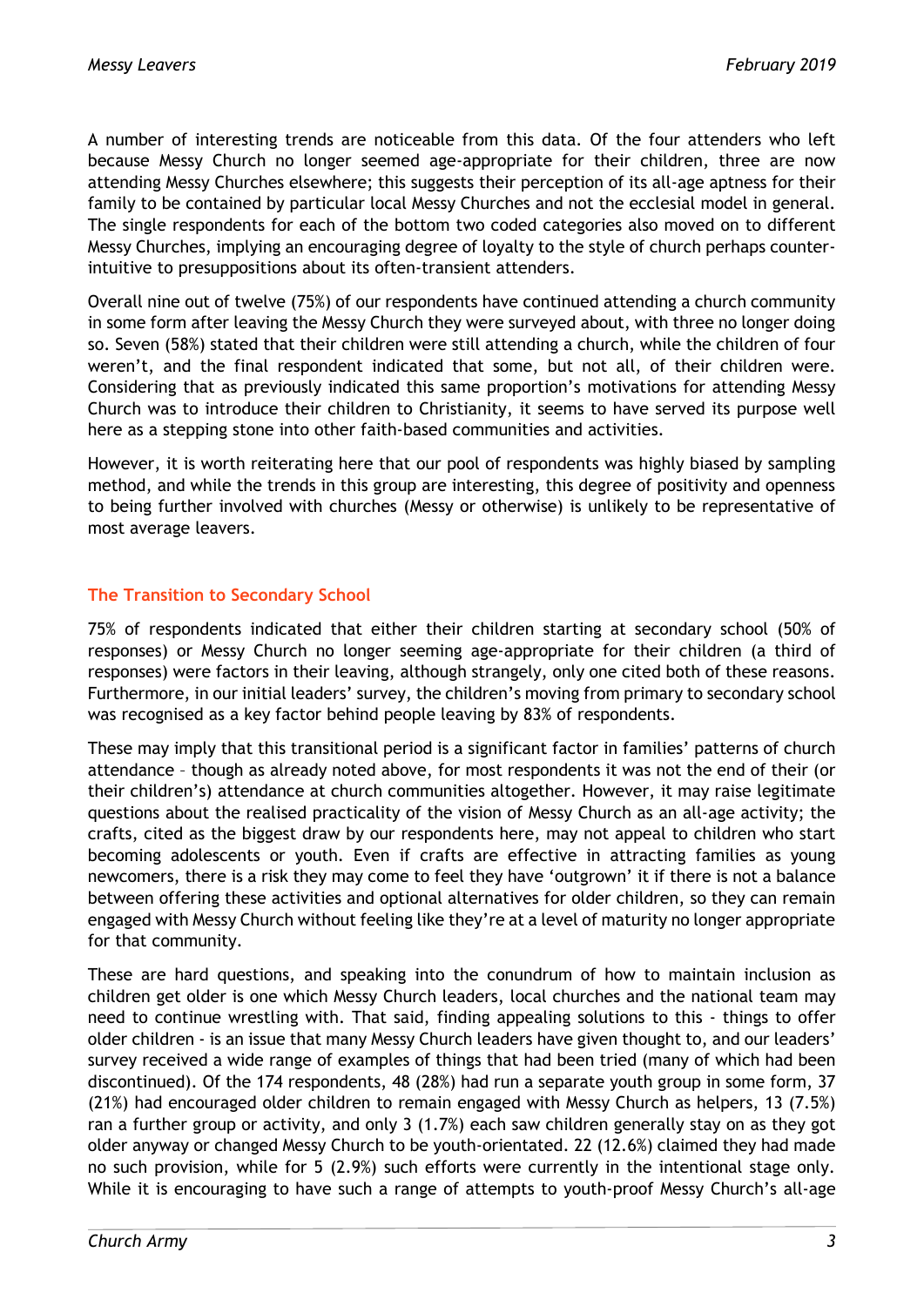A number of interesting trends are noticeable from this data. Of the four attenders who left because Messy Church no longer seemed age-appropriate for their children, three are now attending Messy Churches elsewhere; this suggests their perception of its all-age aptness for their family to be contained by particular local Messy Churches and not the ecclesial model in general. The single respondents for each of the bottom two coded categories also moved on to different Messy Churches, implying an encouraging degree of loyalty to the style of church perhaps counter-intuitive to presuppositions about its often-transient attenders.

Overall nine out of twelve (75%) of our respondents have continued attending a church community in some form after leaving the Messy Church they were surveyed about, with three no longer doing so. Seven (58%) stated that their children were still attending a church, while the children of four weren't, and the final respondent indicated that some, but not all, of their children were. Considering that as previously indicated this same proportion's motivations for attending Messy Church was to introduce their children to Christianity, it seems to have served its purpose well here as a stepping stone into other faith-based communities and activities.

However, it is worth reiterating here that our pool of respondents was highly biased by sampling method, and while the trends in this group are interesting, this degree of positivity and openness to being further involved with churches (Messy or otherwise) is unlikely to be representative of most average leavers.

## The Transition to Secondary School

75% of respondents indicated that either their children starting at secondary school (50% of responses) or Messy Church no longer seeming age-appropriate for their children (a third of responses) were factors in their leaving, although strangely, only one cited both of these reasons. Furthermore, in our initial leaders' survey, the children's moving from primary to secondary school was recognised as a key factor behind people leaving by 83% of respondents.

These may imply that this transitional period is a significant factor in families' patterns of church attendance – though as already noted above, for most respondents it was not the end of their (or their children's) attendance at church communities altogether. However, it may raise legitimate questions about the realised practicality of the vision of Messy Church as an all-age activity; the crafts, cited as the biggest draw by our respondents here, may not appeal to children who start becoming adolescents or youth. Even if crafts are effective in attracting families as young newcomers, there is a risk they may come to feel they have 'outgrown' it if there is not a balance between offering these activities and optional alternatives for older children, so they can remain engaged with Messy Church without feeling like they're at a level of maturity no longer appropriate for that community.

These are hard questions, and speaking into the conundrum of how to maintain inclusion as children get older is one which Messy Church leaders, local churches and the national team may need to continue wrestling with. That said, finding appealing solutions to this - things to offer older children - is an issue that many Messy Church leaders have given thought to, and our leaders' survey received a wide range of examples of things that had been tried (many of which had been discontinued). Of the 174 respondents, 48 (28%) had run a separate youth group in some form, 37 (21%) had encouraged older children to remain engaged with Messy Church as helpers, 13 (7.5%) ran a further group or activity, and only 3 (1.7%) each saw children generally stay on as they got older anyway or changed Messy Church to be youth-orientated. 22 (12.6%) claimed they had made no such provision, while for 5 (2.9%) such efforts were currently in the intentional stage only. While it is encouraging to have such a range of attempts to youth-proof Messy Church's all-age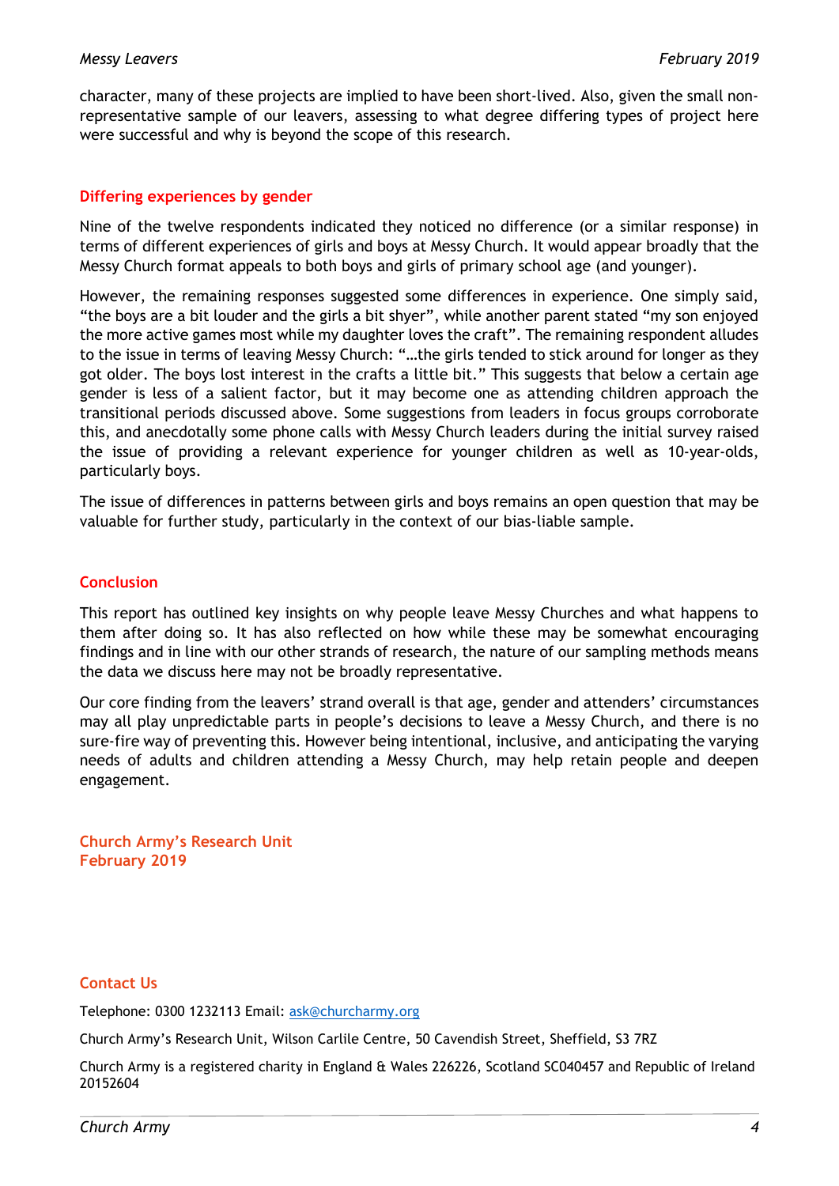character, many of these projects are implied to have been short-lived. Also, given the small non-representative sample of our leavers, assessing to what degree differing types of project here were successful and why is beyond the scope of this research.

## Differing experiences by gender

Nine of the twelve respondents indicated they noticed no difference (or a similar response) in terms of different experiences of girls and boys at Messy Church. It would appear broadly that the Messy Church format appeals to both boys and girls of primary school age (and younger).

However, the remaining responses suggested some differences in experience. One simply said, "the boys are a bit louder and the girls a bit shyer", while another parent stated "my son enjoyed the more active games most while my daughter loves the craft". The remaining respondent alludes to the issue in terms of leaving Messy Church: "…the girls tended to stick around for longer as they got older. The boys lost interest in the crafts a little bit." This suggests that below a certain age gender is less of a salient factor, but it may become one as attending children approach the transitional periods discussed above. Some suggestions from leaders in focus groups corroborate this, and anecdotally some phone calls with Messy Church leaders during the initial survey raised the issue of providing a relevant experience for younger children as well as 10-year-olds, particularly boys.

The issue of differences in patterns between girls and boys remains an open question that may be valuable for further study, particularly in the context of our bias-liable sample.

## Conclusion

This report has outlined key insights on why people leave Messy Churches and what happens to them after doing so. It has also reflected on how while these may be somewhat encouraging findings and in line with our other strands of research, the nature of our sampling methods means the data we discuss here may not be broadly representative.

Our core finding from the leavers' strand overall is that age, gender and attenders' circumstances may all play unpredictable parts in people's decisions to leave a Messy Church, and there is no sure-fire way of preventing this. However being intentional, inclusive, and anticipating the varying needs of adults and children attending a Messy Church, may help retain people and deepen engagement.

**Church Army's Research Unit**
**February 2019**

## Contact Us

Telephone: 0300 1232113 Email: ask@churcharmy.org

Church Army's Research Unit, Wilson Carlile Centre, 50 Cavendish Street, Sheffield, S3 7RZ

Church Army is a registered charity in England & Wales 226226, Scotland SC040457 and Republic of Ireland 20152604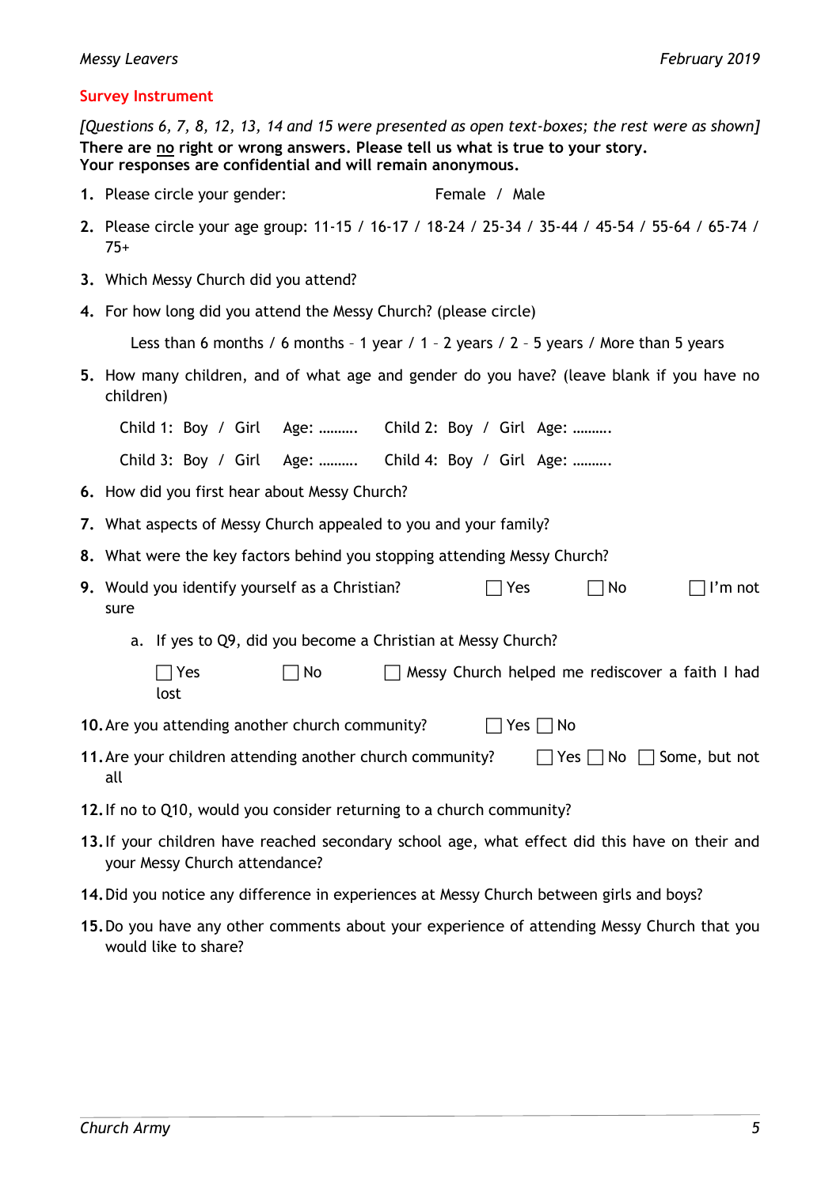## Survey Instrument

*[Questions 6, 7, 8, 12, 13, 14 and 15 were presented as open text-boxes; the rest were as shown]*

**There are <u>no</u> right or wrong answers. Please tell us what is true to your story.**
**Your responses are confidential and will remain anonymous.**

1. Please circle your gender: Female / Male
2. Please circle your age group: 11-15 / 16-17 / 18-24 / 25-34 / 35-44 / 45-54 / 55-64 / 65-74 / 75+
3. Which Messy Church did you attend?
4. For how long did you attend the Messy Church? (please circle)

   Less than 6 months / 6 months – 1 year / 1 – 2 years / 2 – 5 years / More than 5 years

5. How many children, and of what age and gender do you have? (leave blank if you have no children)

   Child 1: Boy / Girl Age: ………. Child 2: Boy / Girl Age: ……….

   Child 3: Boy / Girl Age: ………. Child 4: Boy / Girl Age: ……….

6. How did you first hear about Messy Church?
7. What aspects of Messy Church appealed to you and your family?
8. What were the key factors behind you stopping attending Messy Church?
9. Would you identify yourself as a Christian? ☐ Yes ☐ No ☐ I'm not sure

   a. If yes to Q9, did you become a Christian at Messy Church?

      ☐ Yes ☐ No ☐ Messy Church helped me rediscover a faith I had lost

10. Are you attending another church community? ☐ Yes ☐ No
11. Are your children attending another church community? ☐ Yes ☐ No ☐ Some, but not all
12. If no to Q10, would you consider returning to a church community?
13. If your children have reached secondary school age, what effect did this have on their and your Messy Church attendance?
14. Did you notice any difference in experiences at Messy Church between girls and boys?
15. Do you have any other comments about your experience of attending Messy Church that you would like to share?